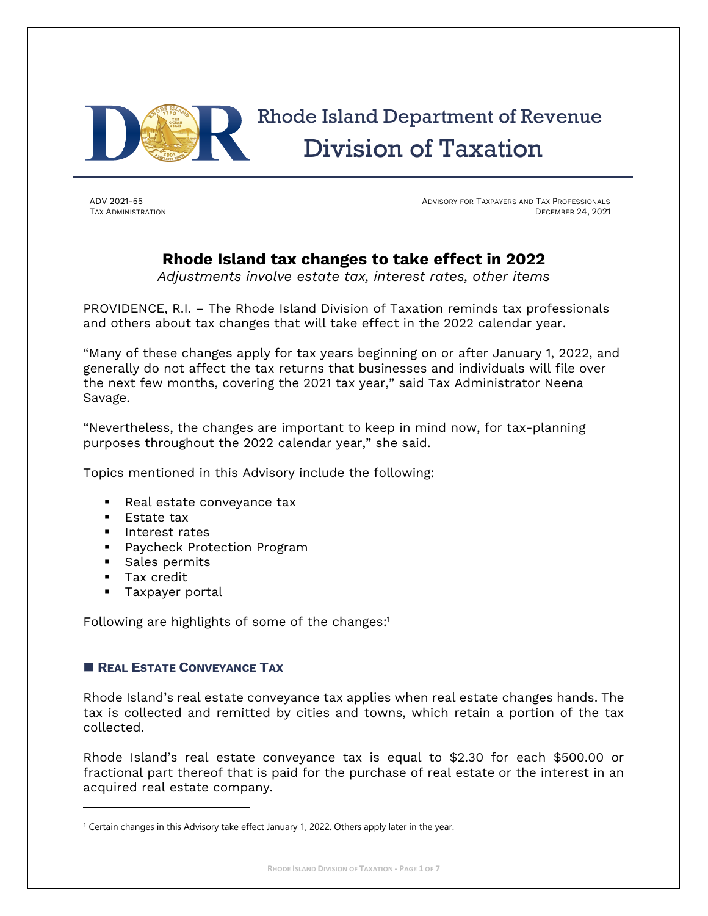# Rhode Island Department of Revenue
## Division of Taxation

ADV 2021-55
TAX ADMINISTRATION

ADVISORY FOR TAXPAYERS AND TAX PROFESSIONALS
DECEMBER 24, 2021

## Rhode Island tax changes to take effect in 2022

*Adjustments involve estate tax, interest rates, other items*

PROVIDENCE, R.I. – The Rhode Island Division of Taxation reminds tax professionals and others about tax changes that will take effect in the 2022 calendar year.

"Many of these changes apply for tax years beginning on or after January 1, 2022, and generally do not affect the tax returns that businesses and individuals will file over the next few months, covering the 2021 tax year," said Tax Administrator Neena Savage.

"Nevertheless, the changes are important to keep in mind now, for tax-planning purposes throughout the 2022 calendar year," she said.

Topics mentioned in this Advisory include the following:

- Real estate conveyance tax
- Estate tax
- Interest rates
- Paycheck Protection Program
- Sales permits
- Tax credit
- Taxpayer portal

Following are highlights of some of the changes:[1]

### ■ REAL ESTATE CONVEYANCE TAX

Rhode Island's real estate conveyance tax applies when real estate changes hands. The tax is collected and remitted by cities and towns, which retain a portion of the tax collected.

Rhode Island's real estate conveyance tax is equal to $2.30 for each $500.00 or fractional part thereof that is paid for the purchase of real estate or the interest in an acquired real estate company.

[1] Certain changes in this Advisory take effect January 1, 2022. Others apply later in the year.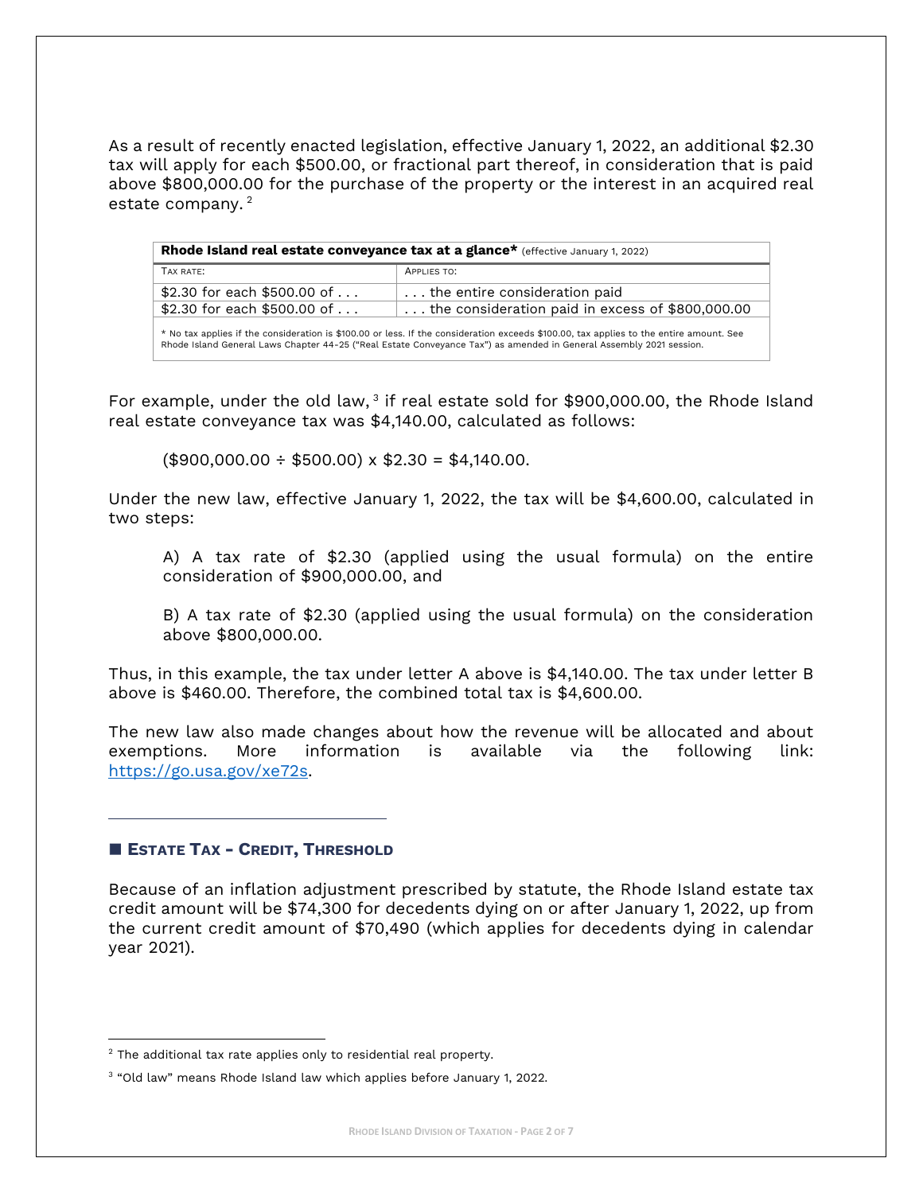As a result of recently enacted legislation, effective January 1, 2022, an additional $2.30 tax will apply for each $500.00, or fractional part thereof, in consideration that is paid above $800,000.00 for the purchase of the property or the interest in an acquired real estate company.[2]

| **Rhode Island real estate conveyance tax at a glance*** (effective January 1, 2022) | |
|---|---|
| TAX RATE: | APPLIES TO: |
| $2.30 for each $500.00 of . . . | . . . the entire consideration paid |
| $2.30 for each $500.00 of . . . | . . . the consideration paid in excess of $800,000.00 |

* No tax applies if the consideration is $100.00 or less. If the consideration exceeds $100.00, tax applies to the entire amount. See Rhode Island General Laws Chapter 44-25 ("Real Estate Conveyance Tax") as amended in General Assembly 2021 session.

For example, under the old law,[3] if real estate sold for $900,000.00, the Rhode Island real estate conveyance tax was $4,140.00, calculated as follows:

($900,000.00 ÷ $500.00) x $2.30 = $4,140.00.

Under the new law, effective January 1, 2022, the tax will be $4,600.00, calculated in two steps:

A) A tax rate of $2.30 (applied using the usual formula) on the entire consideration of $900,000.00, and

B) A tax rate of $2.30 (applied using the usual formula) on the consideration above $800,000.00.

Thus, in this example, the tax under letter A above is $4,140.00. The tax under letter B above is $460.00. Therefore, the combined total tax is $4,600.00.

The new law also made changes about how the revenue will be allocated and about exemptions. More information is available via the following link: https://go.usa.gov/xe72s.

## ■ ESTATE TAX – CREDIT, THRESHOLD

Because of an inflation adjustment prescribed by statute, the Rhode Island estate tax credit amount will be $74,300 for decedents dying on or after January 1, 2022, up from the current credit amount of $70,490 (which applies for decedents dying in calendar year 2021).

---

[2] The additional tax rate applies only to residential real property.

[3] "Old law" means Rhode Island law which applies before January 1, 2022.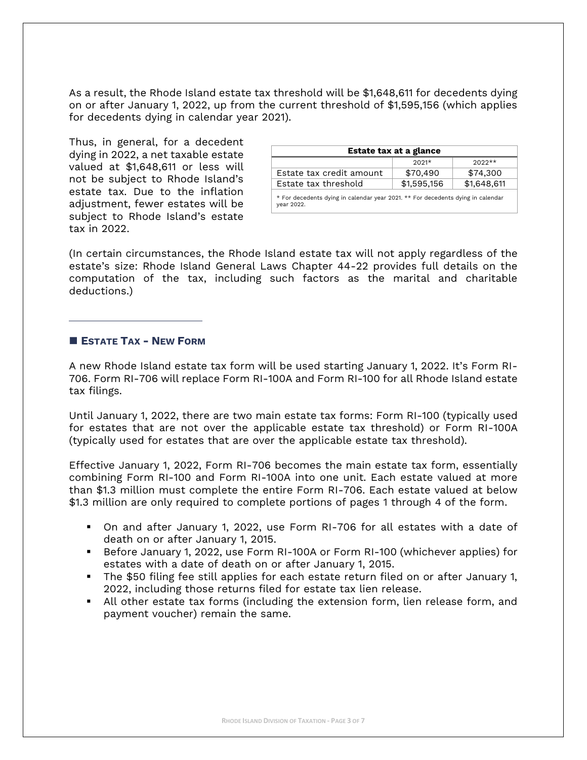As a result, the Rhode Island estate tax threshold will be $1,648,611 for decedents dying on or after January 1, 2022, up from the current threshold of $1,595,156 (which applies for decedents dying in calendar year 2021).

Thus, in general, for a decedent dying in 2022, a net taxable estate valued at $1,648,611 or less will not be subject to Rhode Island's estate tax. Due to the inflation adjustment, fewer estates will be subject to Rhode Island's estate tax in 2022.

**Estate tax at a glance**

| | 2021* | 2022** |
|---|---|---|
| Estate tax credit amount | $70,490 | $74,300 |
| Estate tax threshold | $1,595,156 | $1,648,611 |

* For decedents dying in calendar year 2021. ** For decedents dying in calendar year 2022.

(In certain circumstances, the Rhode Island estate tax will not apply regardless of the estate's size: Rhode Island General Laws Chapter 44-22 provides full details on the computation of the tax, including such factors as the marital and charitable deductions.)

---

## ■ ESTATE TAX – NEW FORM

A new Rhode Island estate tax form will be used starting January 1, 2022. It's Form RI-706. Form RI-706 will replace Form RI-100A and Form RI-100 for all Rhode Island estate tax filings.

Until January 1, 2022, there are two main estate tax forms: Form RI-100 (typically used for estates that are not over the applicable estate tax threshold) or Form RI-100A (typically used for estates that are over the applicable estate tax threshold).

Effective January 1, 2022, Form RI-706 becomes the main estate tax form, essentially combining Form RI-100 and Form RI-100A into one unit. Each estate valued at more than $1.3 million must complete the entire Form RI-706. Each estate valued at below $1.3 million are only required to complete portions of pages 1 through 4 of the form.

- On and after January 1, 2022, use Form RI-706 for all estates with a date of death on or after January 1, 2015.
- Before January 1, 2022, use Form RI-100A or Form RI-100 (whichever applies) for estates with a date of death on or after January 1, 2015.
- The $50 filing fee still applies for each estate return filed on or after January 1, 2022, including those returns filed for estate tax lien release.
- All other estate tax forms (including the extension form, lien release form, and payment voucher) remain the same.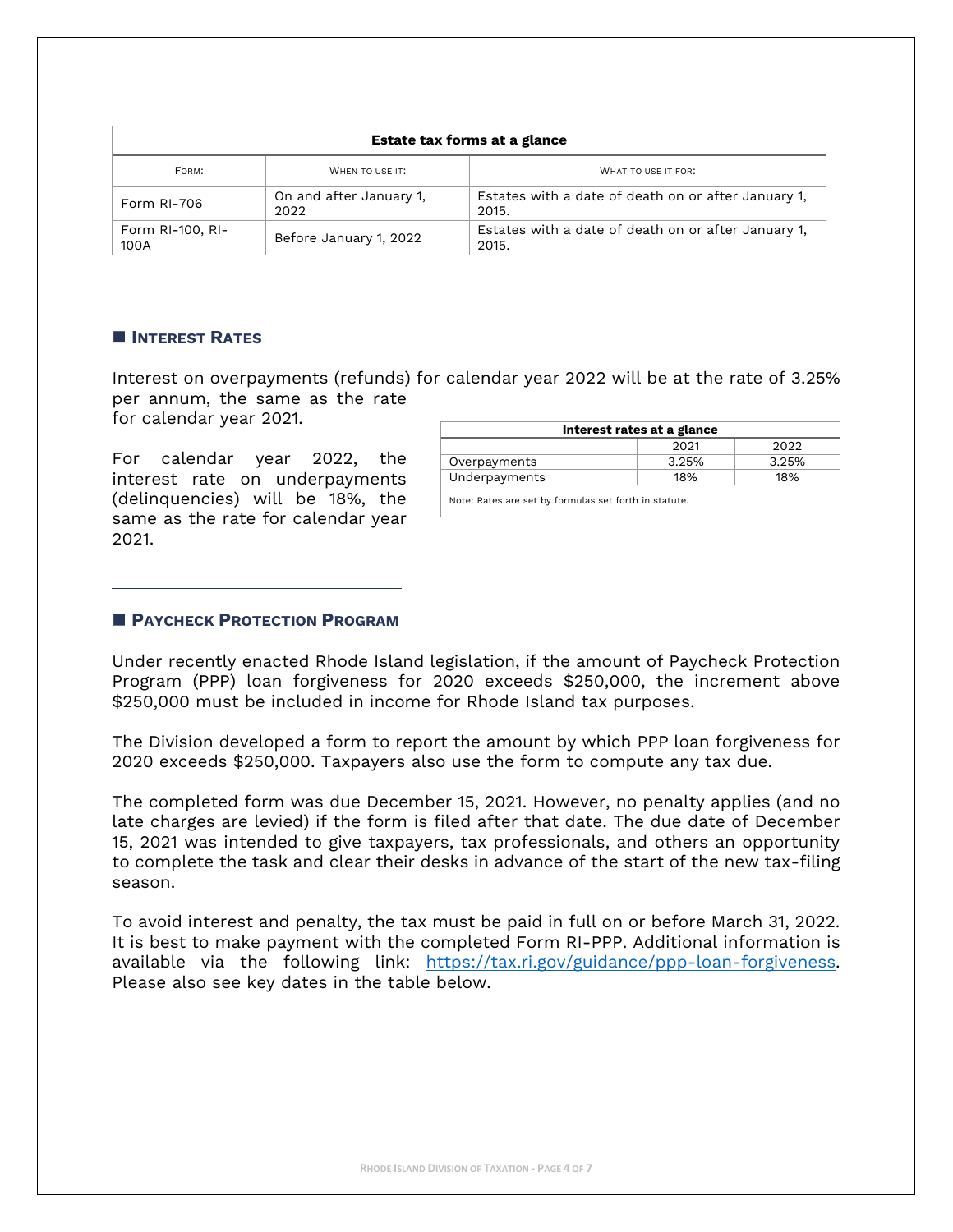| Estate tax forms at a glance | | |
|---|---|---|
| FORM: | WHEN TO USE IT: | WHAT TO USE IT FOR: |
| Form RI-706 | On and after January 1, 2022 | Estates with a date of death on or after January 1, 2015. |
| Form RI-100, RI-100A | Before January 1, 2022 | Estates with a date of death on or after January 1, 2015. |

## INTEREST RATES

Interest on overpayments (refunds) for calendar year 2022 will be at the rate of 3.25% per annum, the same as the rate for calendar year 2021.

For calendar year 2022, the interest rate on underpayments (delinquencies) will be 18%, the same as the rate for calendar year 2021.

| Interest rates at a glance | | |
|---|---|---|
| | 2021 | 2022 |
| Overpayments | 3.25% | 3.25% |
| Underpayments | 18% | 18% |

Note: Rates are set by formulas set forth in statute.

## PAYCHECK PROTECTION PROGRAM

Under recently enacted Rhode Island legislation, if the amount of Paycheck Protection Program (PPP) loan forgiveness for 2020 exceeds $250,000, the increment above $250,000 must be included in income for Rhode Island tax purposes.

The Division developed a form to report the amount by which PPP loan forgiveness for 2020 exceeds $250,000. Taxpayers also use the form to compute any tax due.

The completed form was due December 15, 2021. However, no penalty applies (and no late charges are levied) if the form is filed after that date. The due date of December 15, 2021 was intended to give taxpayers, tax professionals, and others an opportunity to complete the task and clear their desks in advance of the start of the new tax-filing season.

To avoid interest and penalty, the tax must be paid in full on or before March 31, 2022. It is best to make payment with the completed Form RI-PPP. Additional information is available via the following link: https://tax.ri.gov/guidance/ppp-loan-forgiveness. Please also see key dates in the table below.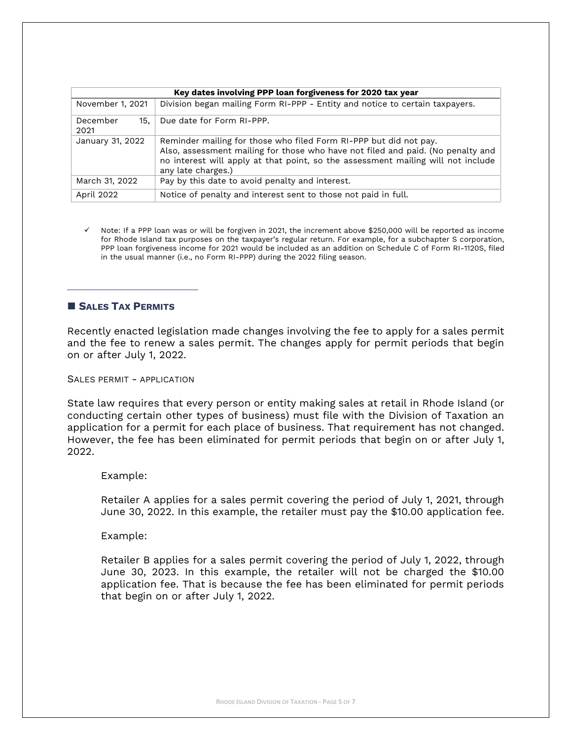| Key dates involving PPP loan forgiveness for 2020 tax year | |
|---|---|
| November 1, 2021 | Division began mailing Form RI-PPP - Entity and notice to certain taxpayers. |
| December 15, 2021 | Due date for Form RI-PPP. |
| January 31, 2022 | Reminder mailing for those who filed Form RI-PPP but did not pay. Also, assessment mailing for those who have not filed and paid. (No penalty and no interest will apply at that point, so the assessment mailing will not include any late charges.) |
| March 31, 2022 | Pay by this date to avoid penalty and interest. |
| April 2022 | Notice of penalty and interest sent to those not paid in full. |

- ✓ Note: If a PPP loan was or will be forgiven in 2021, the increment above $250,000 will be reported as income for Rhode Island tax purposes on the taxpayer's regular return. For example, for a subchapter S corporation, PPP loan forgiveness income for 2021 would be included as an addition on Schedule C of Form RI-1120S, filed in the usual manner (i.e., no Form RI-PPP) during the 2022 filing season.

---

## ■ SALES TAX PERMITS

Recently enacted legislation made changes involving the fee to apply for a sales permit and the fee to renew a sales permit. The changes apply for permit periods that begin on or after July 1, 2022.

### SALES PERMIT - APPLICATION

State law requires that every person or entity making sales at retail in Rhode Island (or conducting certain other types of business) must file with the Division of Taxation an application for a permit for each place of business. That requirement has not changed. However, the fee has been eliminated for permit periods that begin on or after July 1, 2022.

> Example:
>
> Retailer A applies for a sales permit covering the period of July 1, 2021, through June 30, 2022. In this example, the retailer must pay the $10.00 application fee.
>
> Example:
>
> Retailer B applies for a sales permit covering the period of July 1, 2022, through June 30, 2023. In this example, the retailer will not be charged the $10.00 application fee. That is because the fee has been eliminated for permit periods that begin on or after July 1, 2022.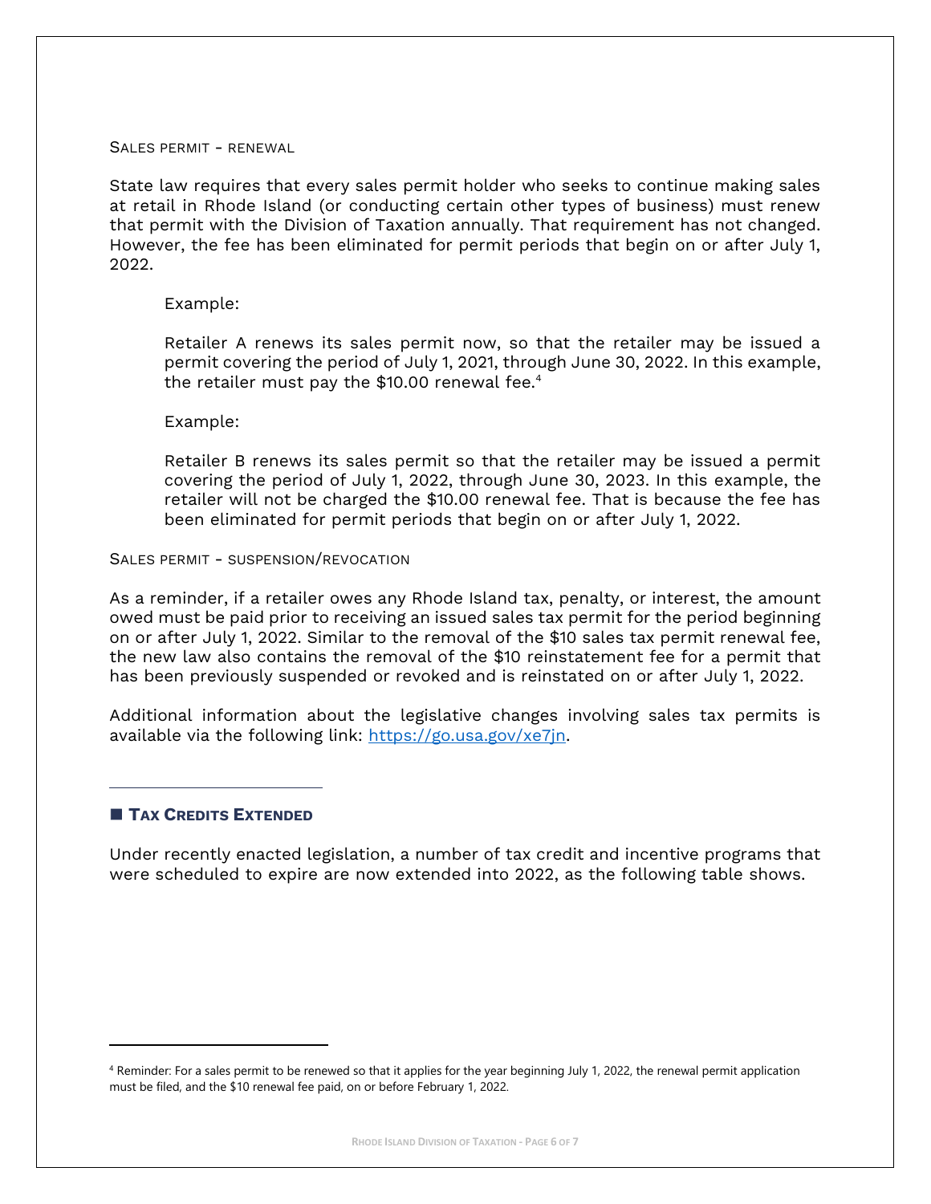SALES PERMIT - RENEWAL

State law requires that every sales permit holder who seeks to continue making sales at retail in Rhode Island (or conducting certain other types of business) must renew that permit with the Division of Taxation annually. That requirement has not changed. However, the fee has been eliminated for permit periods that begin on or after July 1, 2022.

> Example:
>
> Retailer A renews its sales permit now, so that the retailer may be issued a permit covering the period of July 1, 2021, through June 30, 2022. In this example, the retailer must pay the $10.00 renewal fee.[4]
>
> Example:
>
> Retailer B renews its sales permit so that the retailer may be issued a permit covering the period of July 1, 2022, through June 30, 2023. In this example, the retailer will not be charged the $10.00 renewal fee. That is because the fee has been eliminated for permit periods that begin on or after July 1, 2022.

SALES PERMIT - SUSPENSION/REVOCATION

As a reminder, if a retailer owes any Rhode Island tax, penalty, or interest, the amount owed must be paid prior to receiving an issued sales tax permit for the period beginning on or after July 1, 2022. Similar to the removal of the $10 sales tax permit renewal fee, the new law also contains the removal of the $10 reinstatement fee for a permit that has been previously suspended or revoked and is reinstated on or after July 1, 2022.

Additional information about the legislative changes involving sales tax permits is available via the following link: https://go.usa.gov/xe7jn.

---

## ■ TAX CREDITS EXTENDED

Under recently enacted legislation, a number of tax credit and incentive programs that were scheduled to expire are now extended into 2022, as the following table shows.

---

[4] Reminder: For a sales permit to be renewed so that it applies for the year beginning July 1, 2022, the renewal permit application must be filed, and the $10 renewal fee paid, on or before February 1, 2022.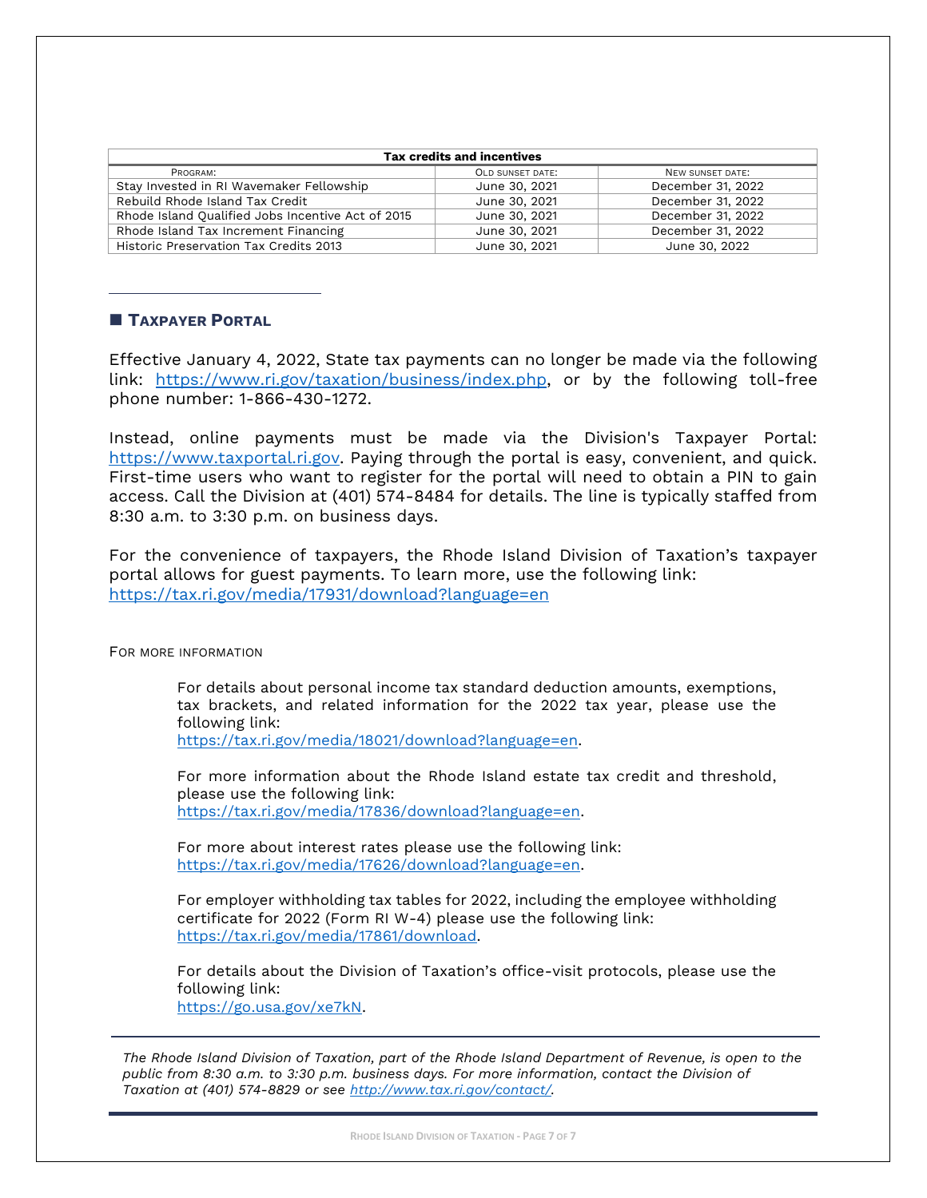| Tax credits and incentives | | |
| --- | --- | --- |
| PROGRAM: | OLD SUNSET DATE: | NEW SUNSET DATE: |
| Stay Invested in RI Wavemaker Fellowship | June 30, 2021 | December 31, 2022 |
| Rebuild Rhode Island Tax Credit | June 30, 2021 | December 31, 2022 |
| Rhode Island Qualified Jobs Incentive Act of 2015 | June 30, 2021 | December 31, 2022 |
| Rhode Island Tax Increment Financing | June 30, 2021 | December 31, 2022 |
| Historic Preservation Tax Credits 2013 | June 30, 2021 | June 30, 2022 |

---

## TAXPAYER PORTAL

Effective January 4, 2022, State tax payments can no longer be made via the following link: https://www.ri.gov/taxation/business/index.php, or by the following toll-free phone number: 1-866-430-1272.

Instead, online payments must be made via the Division's Taxpayer Portal: https://www.taxportal.ri.gov. Paying through the portal is easy, convenient, and quick. First-time users who want to register for the portal will need to obtain a PIN to gain access. Call the Division at (401) 574-8484 for details. The line is typically staffed from 8:30 a.m. to 3:30 p.m. on business days.

For the convenience of taxpayers, the Rhode Island Division of Taxation's taxpayer portal allows for guest payments. To learn more, use the following link: https://tax.ri.gov/media/17931/download?language=en

FOR MORE INFORMATION

For details about personal income tax standard deduction amounts, exemptions, tax brackets, and related information for the 2022 tax year, please use the following link:
https://tax.ri.gov/media/18021/download?language=en.

For more information about the Rhode Island estate tax credit and threshold, please use the following link:
https://tax.ri.gov/media/17836/download?language=en.

For more about interest rates please use the following link:
https://tax.ri.gov/media/17626/download?language=en.

For employer withholding tax tables for 2022, including the employee withholding certificate for 2022 (Form RI W-4) please use the following link:
https://tax.ri.gov/media/17861/download.

For details about the Division of Taxation's office-visit protocols, please use the following link:
https://go.usa.gov/xe7kN.

---

*The Rhode Island Division of Taxation, part of the Rhode Island Department of Revenue, is open to the public from 8:30 a.m. to 3:30 p.m. business days. For more information, contact the Division of Taxation at (401) 574-8829 or see http://www.tax.ri.gov/contact/.*